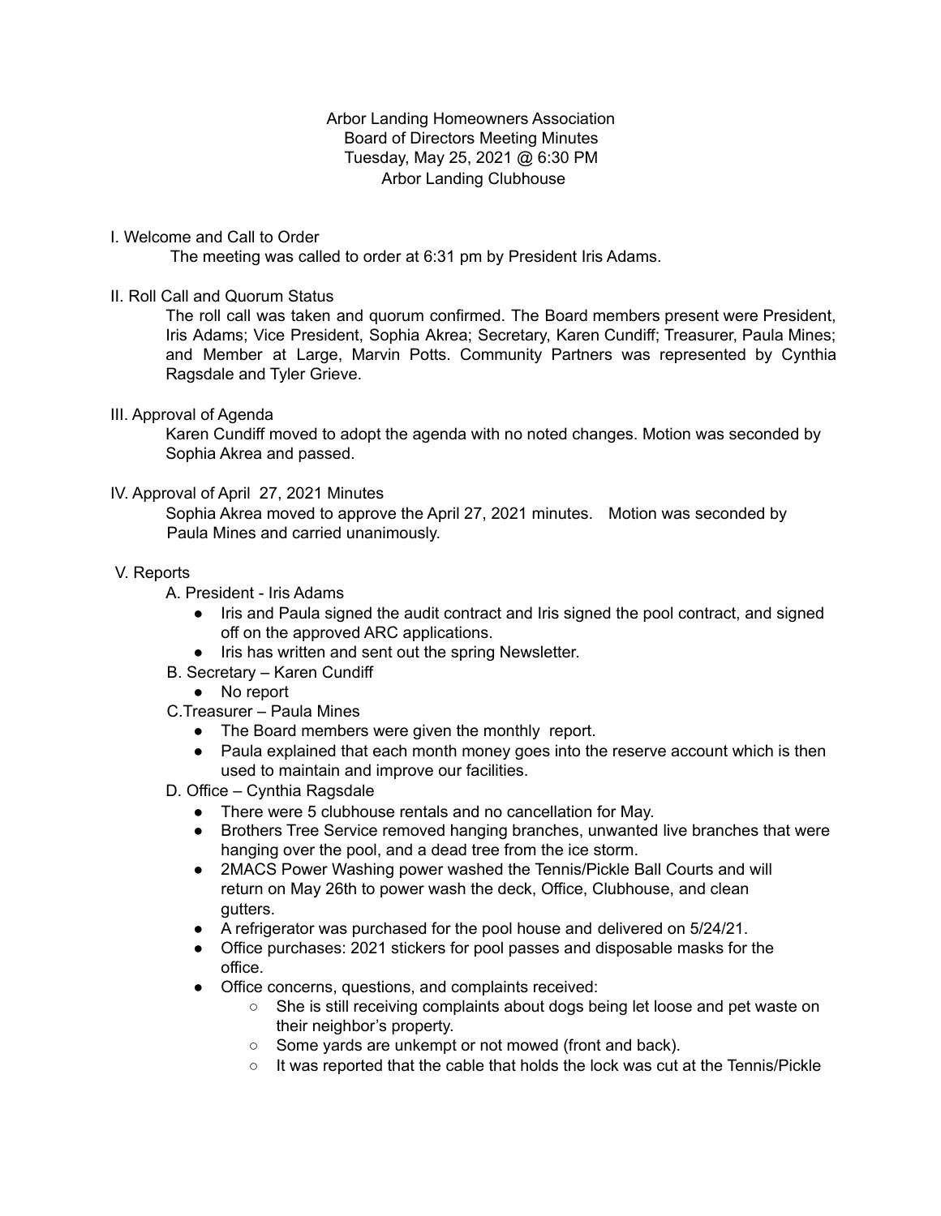Arbor Landing Homeowners Association
Board of Directors Meeting Minutes
Tuesday, May 25, 2021 @ 6:30 PM
Arbor Landing Clubhouse

I. Welcome and Call to Order

The meeting was called to order at 6:31 pm by President Iris Adams.

II. Roll Call and Quorum Status

The roll call was taken and quorum confirmed. The Board members present were President, Iris Adams; Vice President, Sophia Akrea; Secretary, Karen Cundiff; Treasurer, Paula Mines; and Member at Large, Marvin Potts. Community Partners was represented by Cynthia Ragsdale and Tyler Grieve.

III. Approval of Agenda

Karen Cundiff moved to adopt the agenda with no noted changes. Motion was seconded by Sophia Akrea and passed.

IV. Approval of April 27, 2021 Minutes

Sophia Akrea moved to approve the April 27, 2021 minutes. Motion was seconded by Paula Mines and carried unanimously.

V. Reports

A. President - Iris Adams

- Iris and Paula signed the audit contract and Iris signed the pool contract, and signed off on the approved ARC applications.
- Iris has written and sent out the spring Newsletter.

B. Secretary – Karen Cundiff

- No report

C. Treasurer – Paula Mines

- The Board members were given the monthly report.
- Paula explained that each month money goes into the reserve account which is then used to maintain and improve our facilities.

D. Office – Cynthia Ragsdale

- There were 5 clubhouse rentals and no cancellation for May.
- Brothers Tree Service removed hanging branches, unwanted live branches that were hanging over the pool, and a dead tree from the ice storm.
- 2MACS Power Washing power washed the Tennis/Pickle Ball Courts and will return on May 26th to power wash the deck, Office, Clubhouse, and clean gutters.
- A refrigerator was purchased for the pool house and delivered on 5/24/21.
- Office purchases: 2021 stickers for pool passes and disposable masks for the office.
- Office concerns, questions, and complaints received:
  - She is still receiving complaints about dogs being let loose and pet waste on their neighbor's property.
  - Some yards are unkempt or not mowed (front and back).
  - It was reported that the cable that holds the lock was cut at the Tennis/Pickle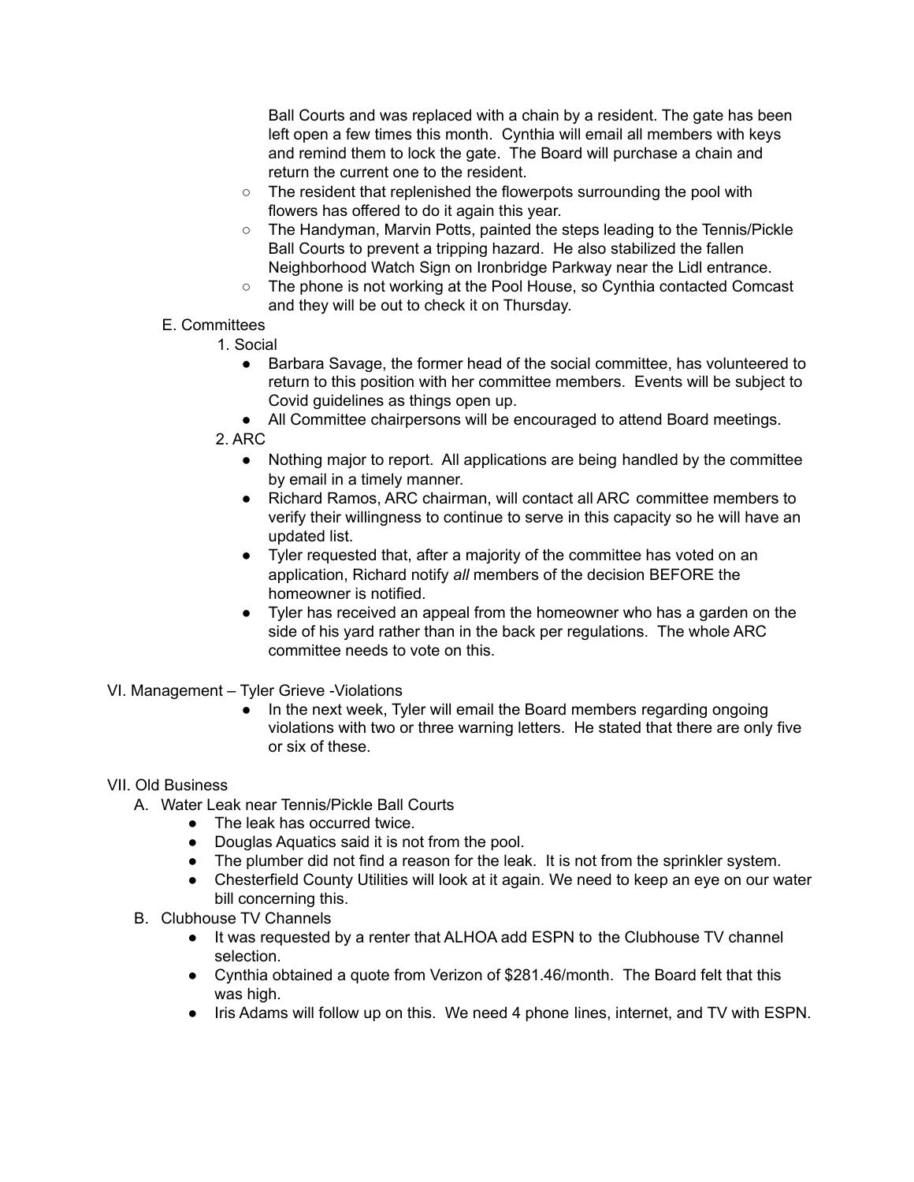Ball Courts and was replaced with a chain by a resident. The gate has been left open a few times this month. Cynthia will email all members with keys and remind them to lock the gate. The Board will purchase a chain and return the current one to the resident.

  - The resident that replenished the flowerpots surrounding the pool with flowers has offered to do it again this year.
  - The Handyman, Marvin Potts, painted the steps leading to the Tennis/Pickle Ball Courts to prevent a tripping hazard. He also stabilized the fallen Neighborhood Watch Sign on Ironbridge Parkway near the Lidl entrance.
  - The phone is not working at the Pool House, so Cynthia contacted Comcast and they will be out to check it on Thursday.

E. Committees

1. Social
   - Barbara Savage, the former head of the social committee, has volunteered to return to this position with her committee members. Events will be subject to Covid guidelines as things open up.
   - All Committee chairpersons will be encouraged to attend Board meetings.
2. ARC
   - Nothing major to report. All applications are being handled by the committee by email in a timely manner.
   - Richard Ramos, ARC chairman, will contact all ARC committee members to verify their willingness to continue to serve in this capacity so he will have an updated list.
   - Tyler requested that, after a majority of the committee has voted on an application, Richard notify *all* members of the decision BEFORE the homeowner is notified.
   - Tyler has received an appeal from the homeowner who has a garden on the side of his yard rather than in the back per regulations. The whole ARC committee needs to vote on this.

VI. Management – Tyler Grieve -Violations

- In the next week, Tyler will email the Board members regarding ongoing violations with two or three warning letters. He stated that there are only five or six of these.

VII. Old Business

A. Water Leak near Tennis/Pickle Ball Courts
   - The leak has occurred twice.
   - Douglas Aquatics said it is not from the pool.
   - The plumber did not find a reason for the leak. It is not from the sprinkler system.
   - Chesterfield County Utilities will look at it again. We need to keep an eye on our water bill concerning this.

B. Clubhouse TV Channels
   - It was requested by a renter that ALHOA add ESPN to the Clubhouse TV channel selection.
   - Cynthia obtained a quote from Verizon of $281.46/month. The Board felt that this was high.
   - Iris Adams will follow up on this. We need 4 phone lines, internet, and TV with ESPN.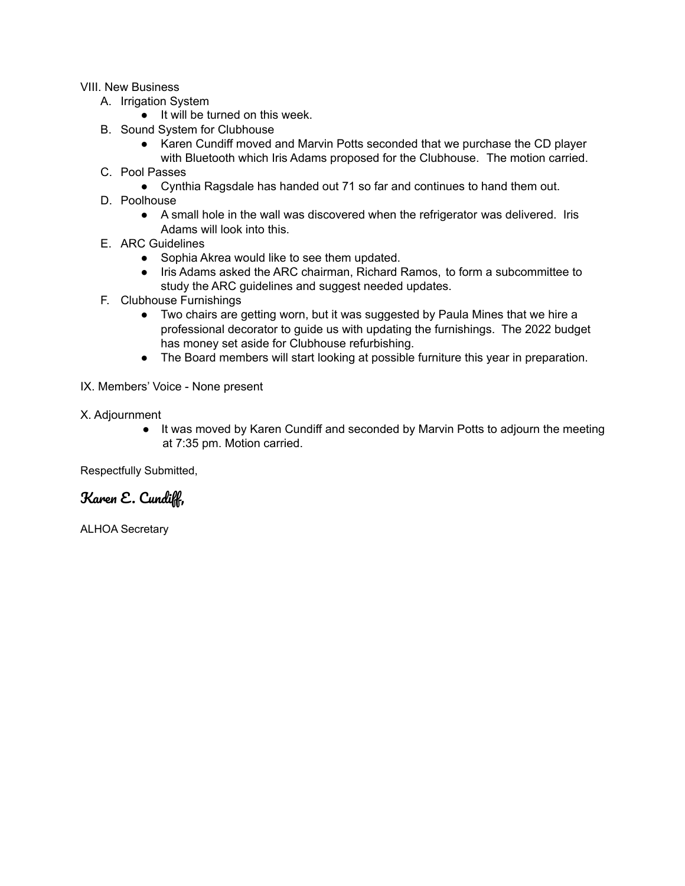VIII. New Business

A. Irrigation System
   - It will be turned on this week.

B. Sound System for Clubhouse
   - Karen Cundiff moved and Marvin Potts seconded that we purchase the CD player with Bluetooth which Iris Adams proposed for the Clubhouse. The motion carried.

C. Pool Passes
   - Cynthia Ragsdale has handed out 71 so far and continues to hand them out.

D. Poolhouse
   - A small hole in the wall was discovered when the refrigerator was delivered. Iris Adams will look into this.

E. ARC Guidelines
   - Sophia Akrea would like to see them updated.
   - Iris Adams asked the ARC chairman, Richard Ramos, to form a subcommittee to study the ARC guidelines and suggest needed updates.

F. Clubhouse Furnishings
   - Two chairs are getting worn, but it was suggested by Paula Mines that we hire a professional decorator to guide us with updating the furnishings. The 2022 budget has money set aside for Clubhouse refurbishing.
   - The Board members will start looking at possible furniture this year in preparation.

IX. Members' Voice - None present

X. Adjournment
   - It was moved by Karen Cundiff and seconded by Marvin Potts to adjourn the meeting at 7:35 pm. Motion carried.

Respectfully Submitted,

*Karen E. Cundiff,*

ALHOA Secretary